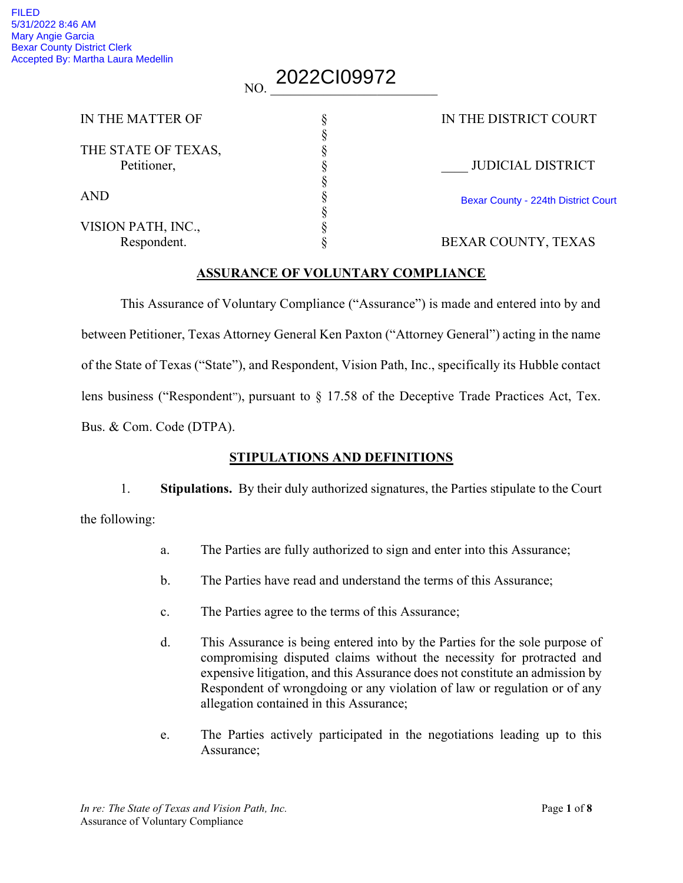FILED
5/31/2022 8:46 AM
Mary Angie Garcia
Bexar County District Clerk
Accepted By: Martha Laura Medellin

NO. 2022CI09972

| | | |
|---|---|---|
| IN THE MATTER OF | § | IN THE DISTRICT COURT |
| | § | |
| THE STATE OF TEXAS, Petitioner, | § | ____ JUDICIAL DISTRICT |
| | § | |
| AND | § | Bexar County - 224th District Court |
| | § | |
| VISION PATH, INC., Respondent. | § | BEXAR COUNTY, TEXAS |

## ASSURANCE OF VOLUNTARY COMPLIANCE

This Assurance of Voluntary Compliance ("Assurance") is made and entered into by and between Petitioner, Texas Attorney General Ken Paxton ("Attorney General") acting in the name of the State of Texas ("State"), and Respondent, Vision Path, Inc., specifically its Hubble contact lens business ("Respondent"), pursuant to § 17.58 of the Deceptive Trade Practices Act, Tex. Bus. & Com. Code (DTPA).

## STIPULATIONS AND DEFINITIONS

1. **Stipulations.** By their duly authorized signatures, the Parties stipulate to the Court the following:

   a. The Parties are fully authorized to sign and enter into this Assurance;

   b. The Parties have read and understand the terms of this Assurance;

   c. The Parties agree to the terms of this Assurance;

   d. This Assurance is being entered into by the Parties for the sole purpose of compromising disputed claims without the necessity for protracted and expensive litigation, and this Assurance does not constitute an admission by Respondent of wrongdoing or any violation of law or regulation or of any allegation contained in this Assurance;

   e. The Parties actively participated in the negotiations leading up to this Assurance;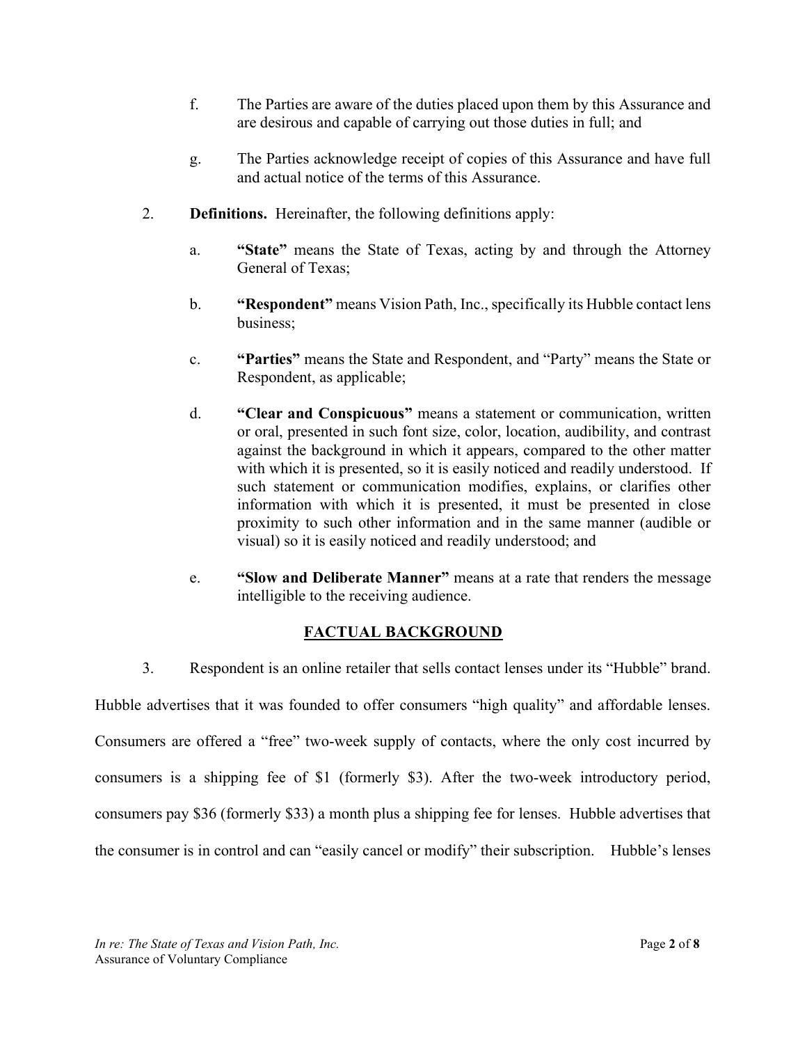f. The Parties are aware of the duties placed upon them by this Assurance and are desirous and capable of carrying out those duties in full; and

g. The Parties acknowledge receipt of copies of this Assurance and have full and actual notice of the terms of this Assurance.

2. **Definitions.** Hereinafter, the following definitions apply:

a. **"State"** means the State of Texas, acting by and through the Attorney General of Texas;

b. **"Respondent"** means Vision Path, Inc., specifically its Hubble contact lens business;

c. **"Parties"** means the State and Respondent, and "Party" means the State or Respondent, as applicable;

d. **"Clear and Conspicuous"** means a statement or communication, written or oral, presented in such font size, color, location, audibility, and contrast against the background in which it appears, compared to the other matter with which it is presented, so it is easily noticed and readily understood. If such statement or communication modifies, explains, or clarifies other information with which it is presented, it must be presented in close proximity to such other information and in the same manner (audible or visual) so it is easily noticed and readily understood; and

e. **"Slow and Deliberate Manner"** means at a rate that renders the message intelligible to the receiving audience.

## FACTUAL BACKGROUND

3. Respondent is an online retailer that sells contact lenses under its "Hubble" brand. Hubble advertises that it was founded to offer consumers "high quality" and affordable lenses. Consumers are offered a "free" two-week supply of contacts, where the only cost incurred by consumers is a shipping fee of $1 (formerly $3). After the two-week introductory period, consumers pay $36 (formerly $33) a month plus a shipping fee for lenses. Hubble advertises that the consumer is in control and can "easily cancel or modify" their subscription. Hubble's lenses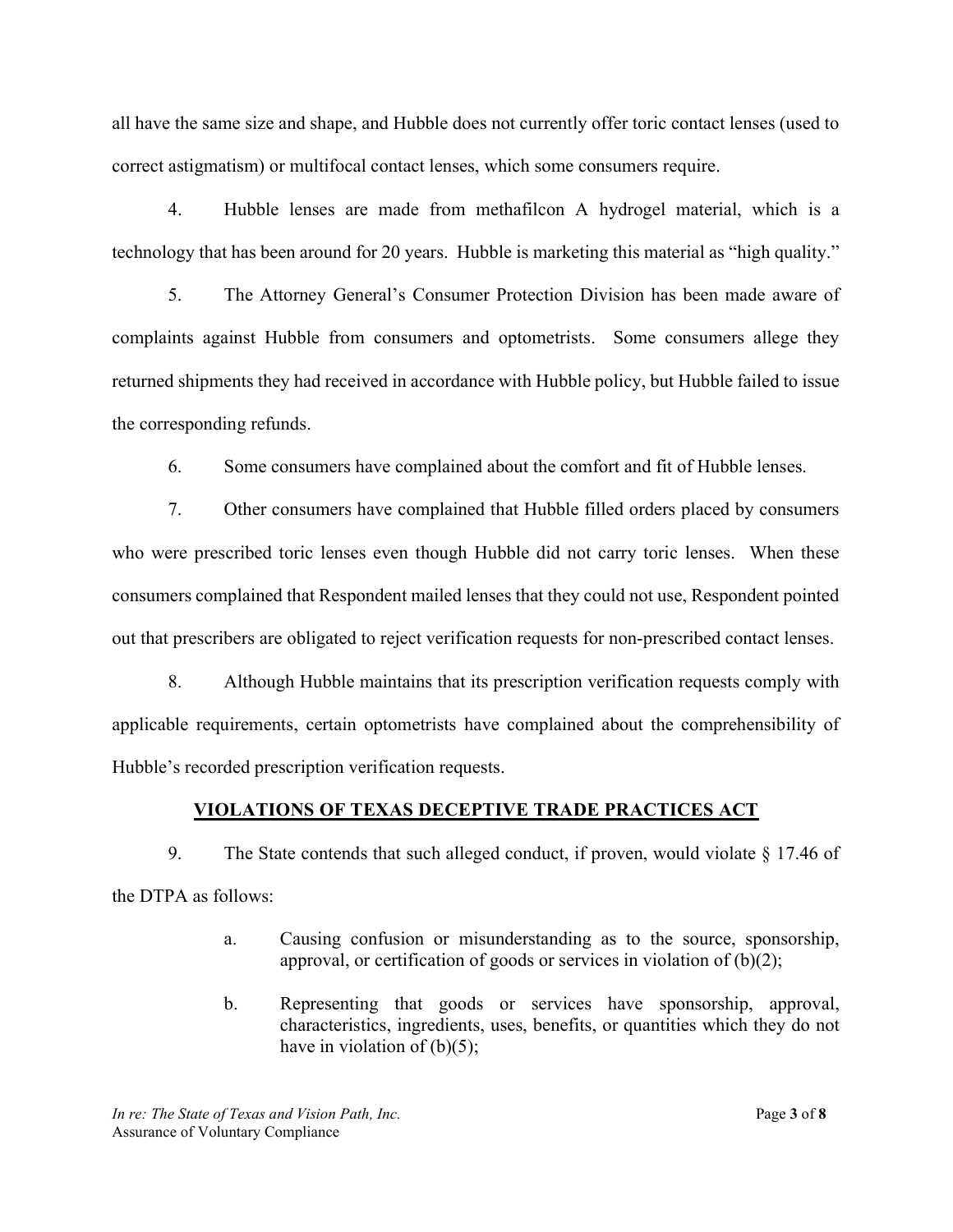all have the same size and shape, and Hubble does not currently offer toric contact lenses (used to correct astigmatism) or multifocal contact lenses, which some consumers require.

4. Hubble lenses are made from methafilcon A hydrogel material, which is a technology that has been around for 20 years. Hubble is marketing this material as "high quality."

5. The Attorney General's Consumer Protection Division has been made aware of complaints against Hubble from consumers and optometrists. Some consumers allege they returned shipments they had received in accordance with Hubble policy, but Hubble failed to issue the corresponding refunds.

6. Some consumers have complained about the comfort and fit of Hubble lenses.

7. Other consumers have complained that Hubble filled orders placed by consumers who were prescribed toric lenses even though Hubble did not carry toric lenses. When these consumers complained that Respondent mailed lenses that they could not use, Respondent pointed out that prescribers are obligated to reject verification requests for non-prescribed contact lenses.

8. Although Hubble maintains that its prescription verification requests comply with applicable requirements, certain optometrists have complained about the comprehensibility of Hubble's recorded prescription verification requests.

## VIOLATIONS OF TEXAS DECEPTIVE TRADE PRACTICES ACT

9. The State contends that such alleged conduct, if proven, would violate § 17.46 of the DTPA as follows:

   a. Causing confusion or misunderstanding as to the source, sponsorship, approval, or certification of goods or services in violation of (b)(2);

   b. Representing that goods or services have sponsorship, approval, characteristics, ingredients, uses, benefits, or quantities which they do not have in violation of (b)(5);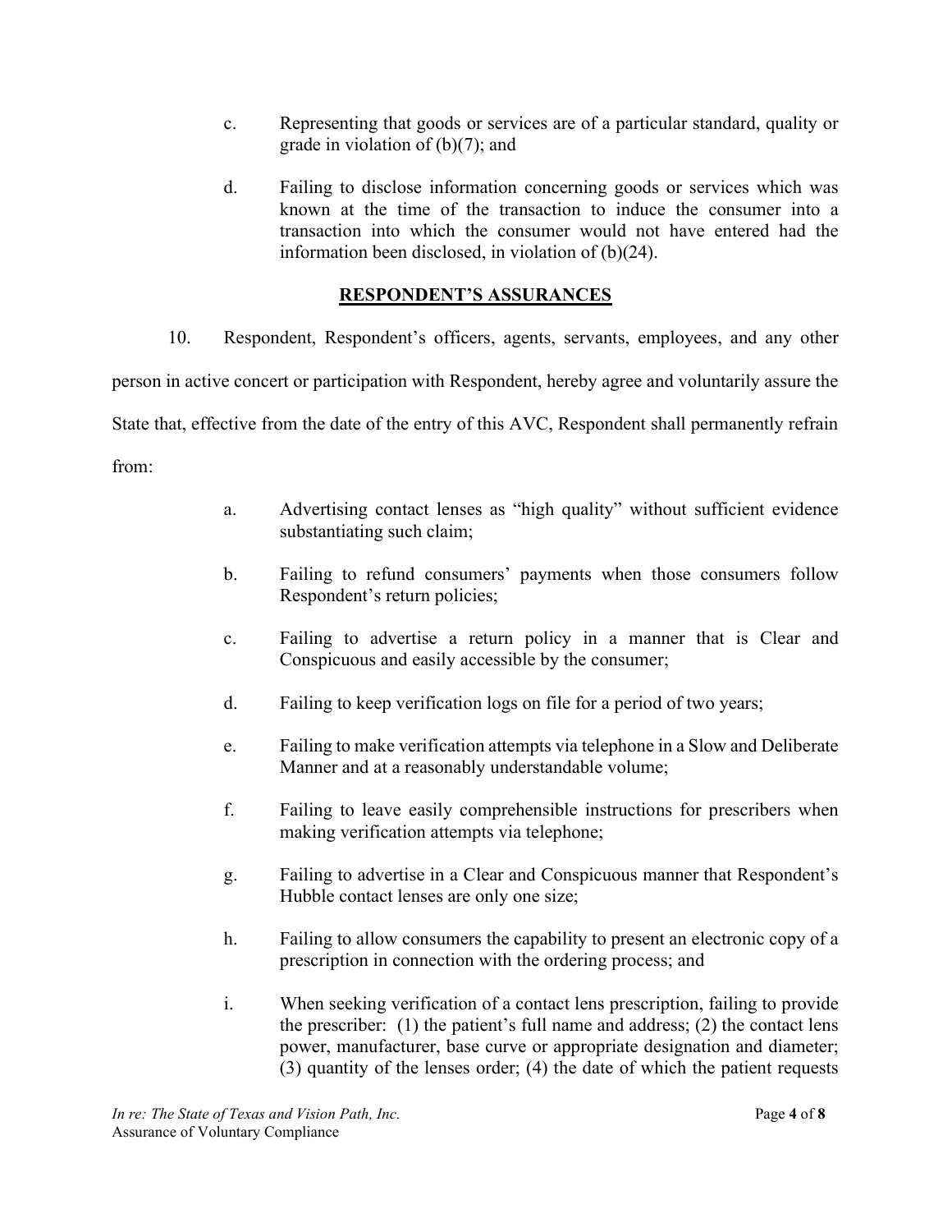c. Representing that goods or services are of a particular standard, quality or grade in violation of (b)(7); and

d. Failing to disclose information concerning goods or services which was known at the time of the transaction to induce the consumer into a transaction into which the consumer would not have entered had the information been disclosed, in violation of (b)(24).

## RESPONDENT'S ASSURANCES

10. Respondent, Respondent's officers, agents, servants, employees, and any other person in active concert or participation with Respondent, hereby agree and voluntarily assure the State that, effective from the date of the entry of this AVC, Respondent shall permanently refrain from:

a. Advertising contact lenses as "high quality" without sufficient evidence substantiating such claim;

b. Failing to refund consumers' payments when those consumers follow Respondent's return policies;

c. Failing to advertise a return policy in a manner that is Clear and Conspicuous and easily accessible by the consumer;

d. Failing to keep verification logs on file for a period of two years;

e. Failing to make verification attempts via telephone in a Slow and Deliberate Manner and at a reasonably understandable volume;

f. Failing to leave easily comprehensible instructions for prescribers when making verification attempts via telephone;

g. Failing to advertise in a Clear and Conspicuous manner that Respondent's Hubble contact lenses are only one size;

h. Failing to allow consumers the capability to present an electronic copy of a prescription in connection with the ordering process; and

i. When seeking verification of a contact lens prescription, failing to provide the prescriber: (1) the patient's full name and address; (2) the contact lens power, manufacturer, base curve or appropriate designation and diameter; (3) quantity of the lenses order; (4) the date of which the patient requests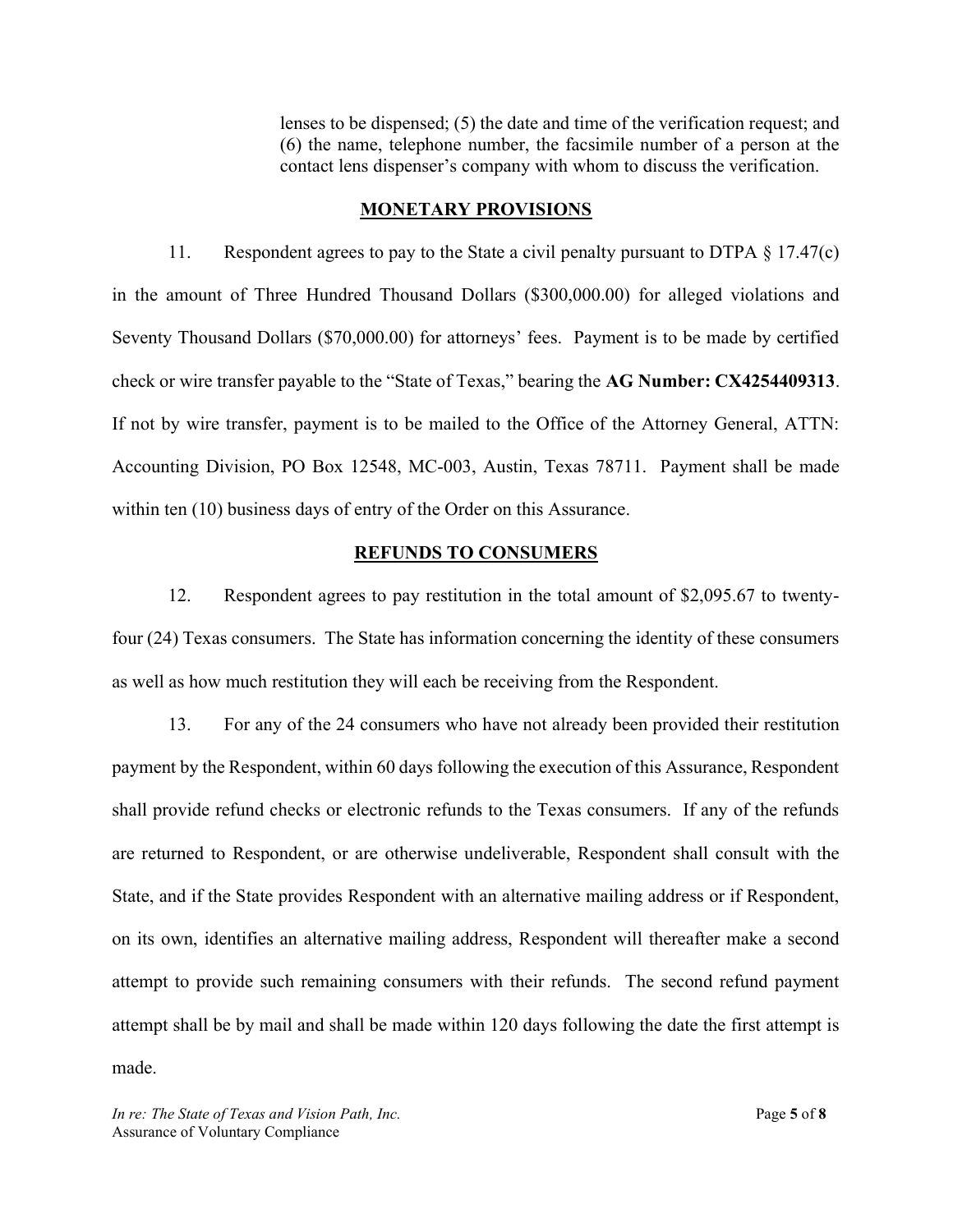lenses to be dispensed; (5) the date and time of the verification request; and (6) the name, telephone number, the facsimile number of a person at the contact lens dispenser's company with whom to discuss the verification.

## MONETARY PROVISIONS

11. Respondent agrees to pay to the State a civil penalty pursuant to DTPA § 17.47(c) in the amount of Three Hundred Thousand Dollars ($300,000.00) for alleged violations and Seventy Thousand Dollars ($70,000.00) for attorneys' fees. Payment is to be made by certified check or wire transfer payable to the "State of Texas," bearing the **AG Number: CX4254409313**. If not by wire transfer, payment is to be mailed to the Office of the Attorney General, ATTN: Accounting Division, PO Box 12548, MC-003, Austin, Texas 78711. Payment shall be made within ten (10) business days of entry of the Order on this Assurance.

## REFUNDS TO CONSUMERS

12. Respondent agrees to pay restitution in the total amount of $2,095.67 to twenty-four (24) Texas consumers. The State has information concerning the identity of these consumers as well as how much restitution they will each be receiving from the Respondent.

13. For any of the 24 consumers who have not already been provided their restitution payment by the Respondent, within 60 days following the execution of this Assurance, Respondent shall provide refund checks or electronic refunds to the Texas consumers. If any of the refunds are returned to Respondent, or are otherwise undeliverable, Respondent shall consult with the State, and if the State provides Respondent with an alternative mailing address or if Respondent, on its own, identifies an alternative mailing address, Respondent will thereafter make a second attempt to provide such remaining consumers with their refunds. The second refund payment attempt shall be by mail and shall be made within 120 days following the date the first attempt is made.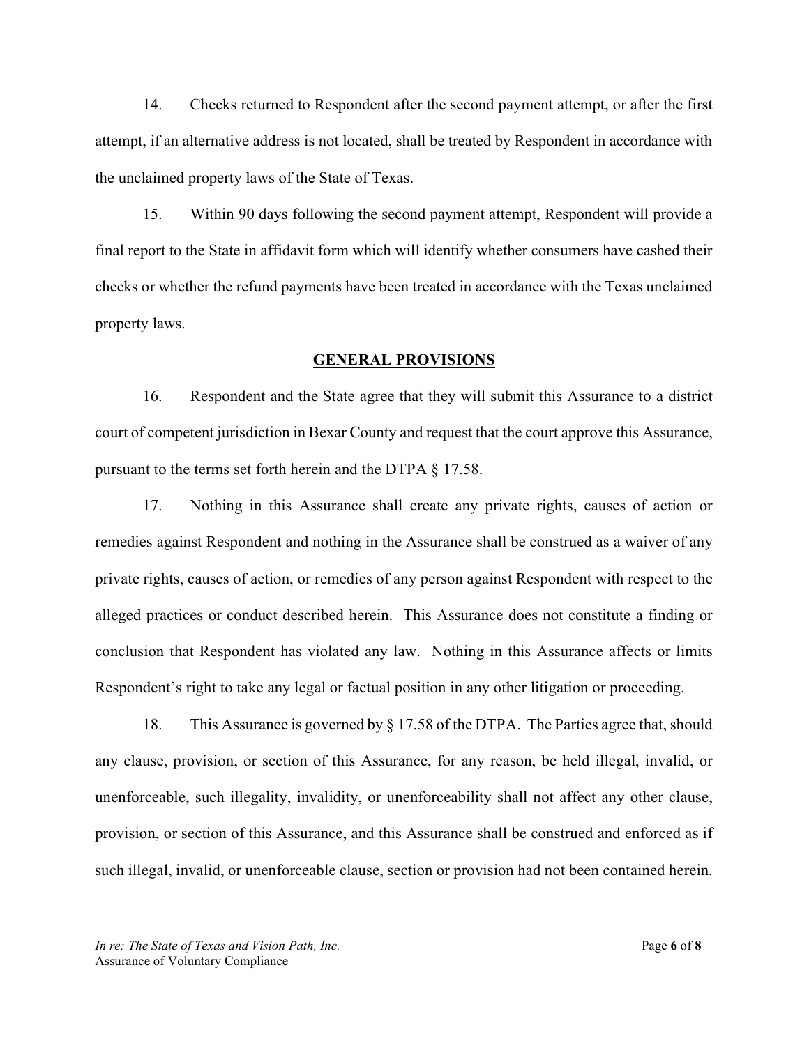14. Checks returned to Respondent after the second payment attempt, or after the first attempt, if an alternative address is not located, shall be treated by Respondent in accordance with the unclaimed property laws of the State of Texas.

15. Within 90 days following the second payment attempt, Respondent will provide a final report to the State in affidavit form which will identify whether consumers have cashed their checks or whether the refund payments have been treated in accordance with the Texas unclaimed property laws.

## GENERAL PROVISIONS

16. Respondent and the State agree that they will submit this Assurance to a district court of competent jurisdiction in Bexar County and request that the court approve this Assurance, pursuant to the terms set forth herein and the DTPA § 17.58.

17. Nothing in this Assurance shall create any private rights, causes of action or remedies against Respondent and nothing in the Assurance shall be construed as a waiver of any private rights, causes of action, or remedies of any person against Respondent with respect to the alleged practices or conduct described herein. This Assurance does not constitute a finding or conclusion that Respondent has violated any law. Nothing in this Assurance affects or limits Respondent's right to take any legal or factual position in any other litigation or proceeding.

18. This Assurance is governed by § 17.58 of the DTPA. The Parties agree that, should any clause, provision, or section of this Assurance, for any reason, be held illegal, invalid, or unenforceable, such illegality, invalidity, or unenforceability shall not affect any other clause, provision, or section of this Assurance, and this Assurance shall be construed and enforced as if such illegal, invalid, or unenforceable clause, section or provision had not been contained herein.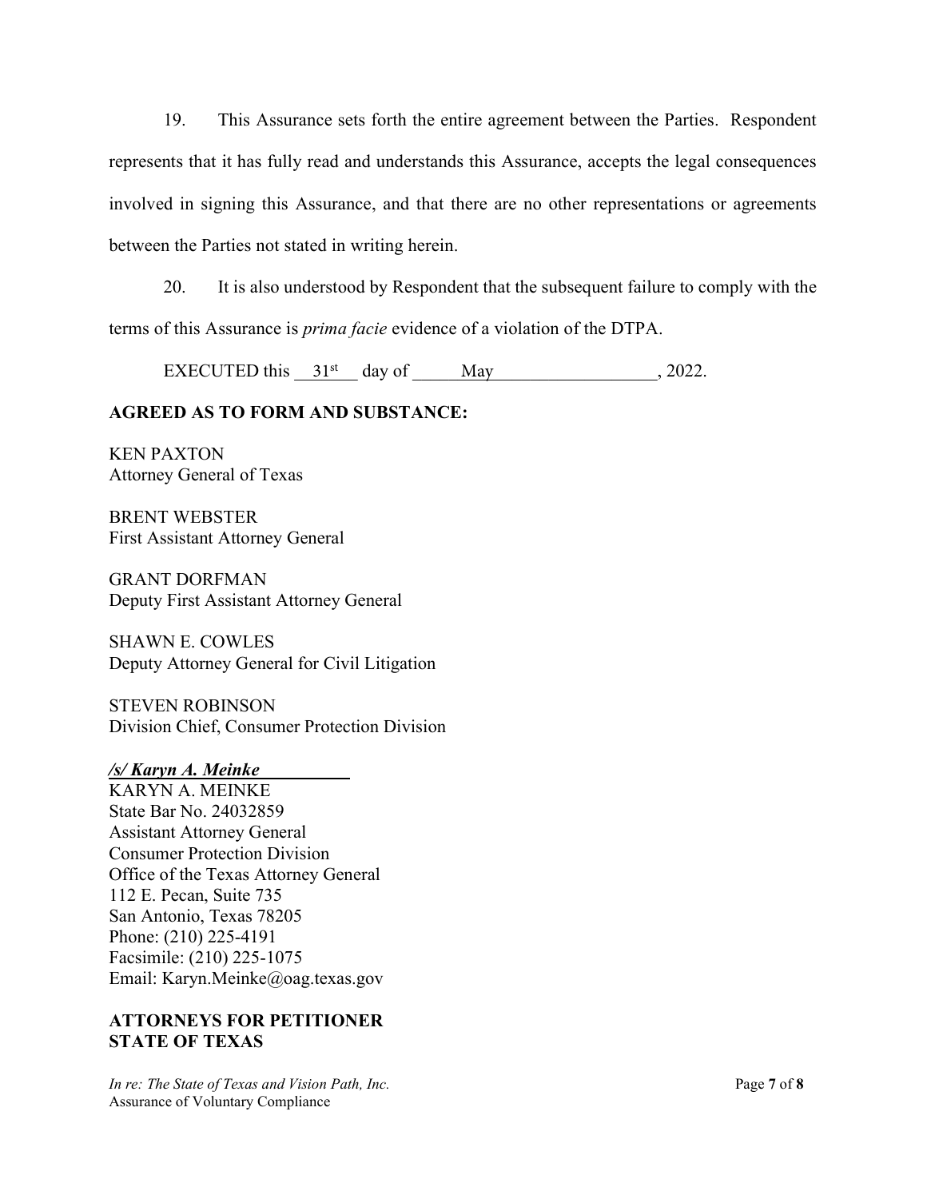19. This Assurance sets forth the entire agreement between the Parties. Respondent represents that it has fully read and understands this Assurance, accepts the legal consequences involved in signing this Assurance, and that there are no other representations or agreements between the Parties not stated in writing herein.

20. It is also understood by Respondent that the subsequent failure to comply with the terms of this Assurance is *prima facie* evidence of a violation of the DTPA.

EXECUTED this 31st day of May, 2022.

**AGREED AS TO FORM AND SUBSTANCE:**

KEN PAXTON
Attorney General of Texas

BRENT WEBSTER
First Assistant Attorney General

GRANT DORFMAN
Deputy First Assistant Attorney General

SHAWN E. COWLES
Deputy Attorney General for Civil Litigation

STEVEN ROBINSON
Division Chief, Consumer Protection Division

***/s/ Karyn A. Meinke***
KARYN A. MEINKE
State Bar No. 24032859
Assistant Attorney General
Consumer Protection Division
Office of the Texas Attorney General
112 E. Pecan, Suite 735
San Antonio, Texas 78205
Phone: (210) 225-4191
Facsimile: (210) 225-1075
Email: Karyn.Meinke@oag.texas.gov

**ATTORNEYS FOR PETITIONER**
**STATE OF TEXAS**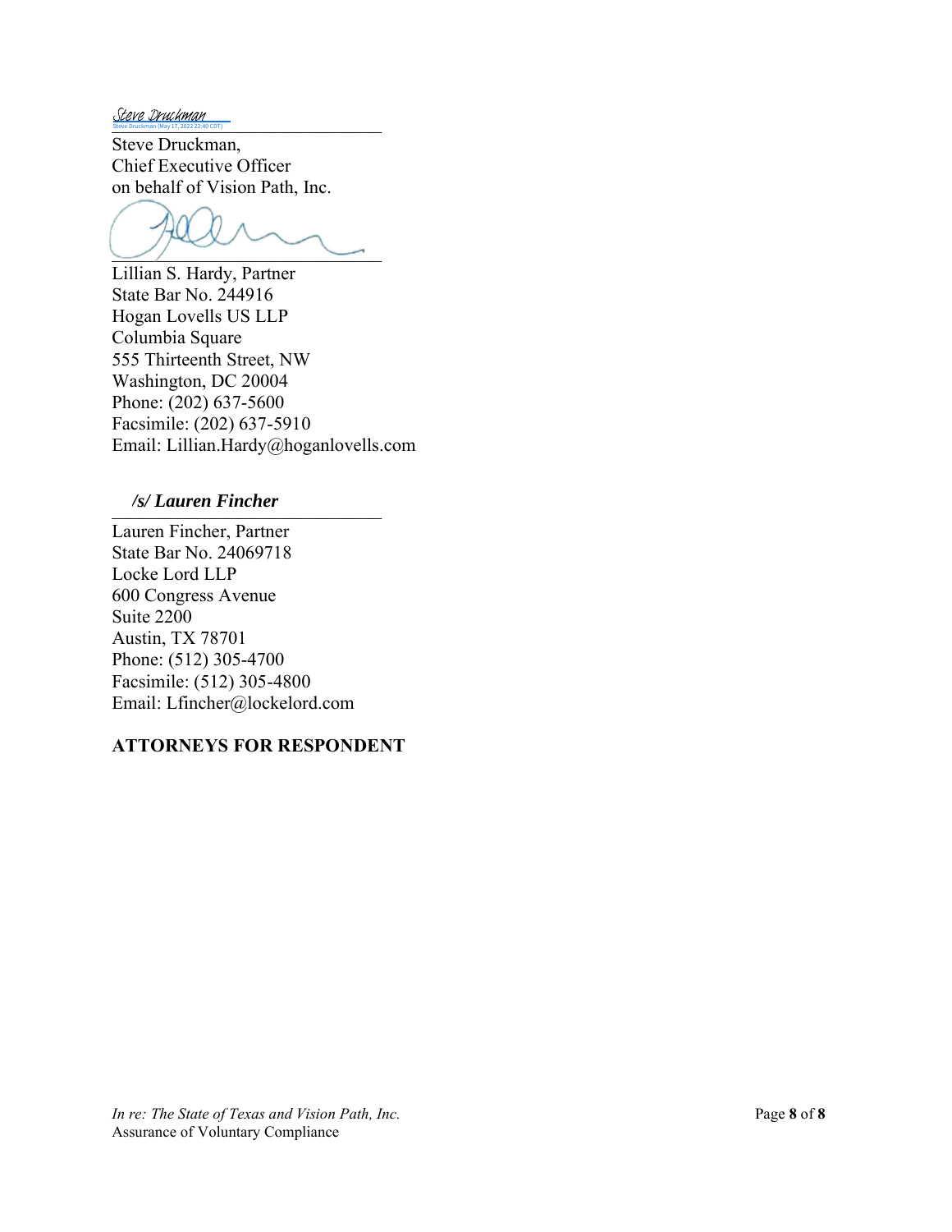Steve Druckman
Steve Druckman (May 17, 2022 22:40 CDT)

Steve Druckman,
Chief Executive Officer
on behalf of Vision Path, Inc.

Lillian S. Hardy, Partner
State Bar No. 244916
Hogan Lovells US LLP
Columbia Square
555 Thirteenth Street, NW
Washington, DC 20004
Phone: (202) 637-5600
Facsimile: (202) 637-5910
Email: Lillian.Hardy@hoganlovells.com

***/s/ Lauren Fincher***

Lauren Fincher, Partner
State Bar No. 24069718
Locke Lord LLP
600 Congress Avenue
Suite 2200
Austin, TX 78701
Phone: (512) 305-4700
Facsimile: (512) 305-4800
Email: Lfincher@lockelord.com

**ATTORNEYS FOR RESPONDENT**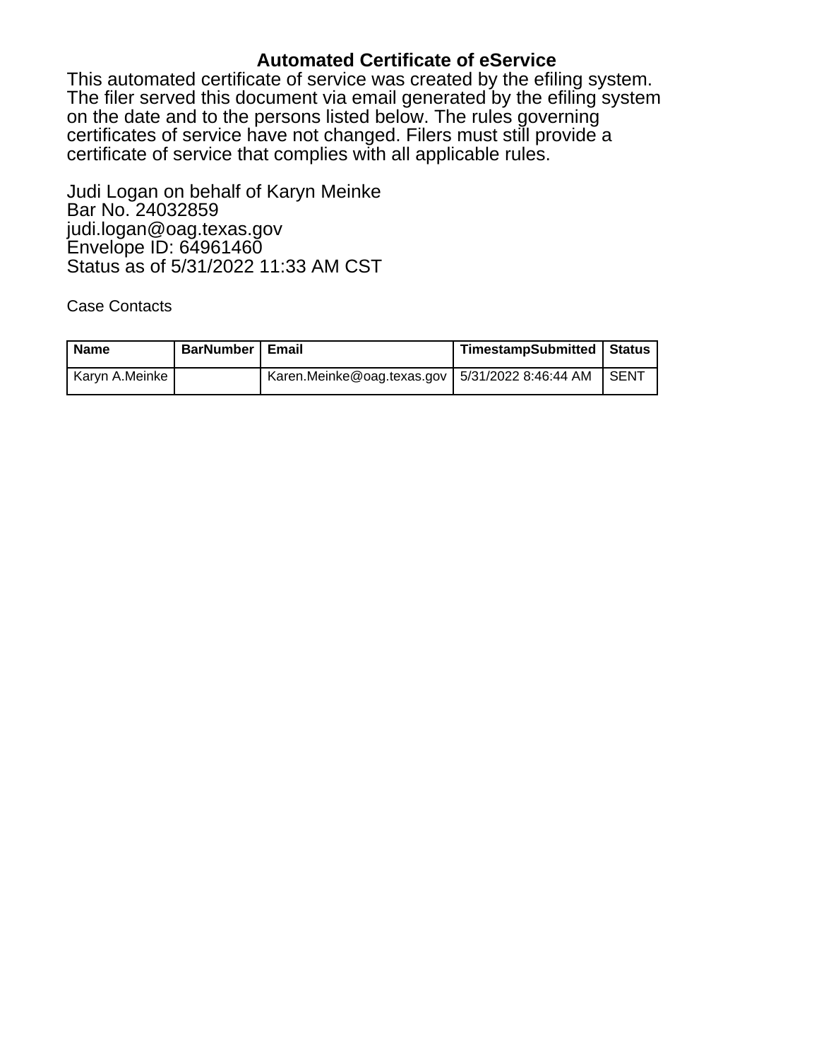## Automated Certificate of eService

This automated certificate of service was created by the efiling system. The filer served this document via email generated by the efiling system on the date and to the persons listed below. The rules governing certificates of service have not changed. Filers must still provide a certificate of service that complies with all applicable rules.

Judi Logan on behalf of Karyn Meinke
Bar No. 24032859
judi.logan@oag.texas.gov
Envelope ID: 64961460
Status as of 5/31/2022 11:33 AM CST

Case Contacts

| Name | BarNumber | Email | TimestampSubmitted | Status |
|---|---|---|---|---|
| Karyn A.Meinke | | Karen.Meinke@oag.texas.gov | 5/31/2022 8:46:44 AM | SENT |